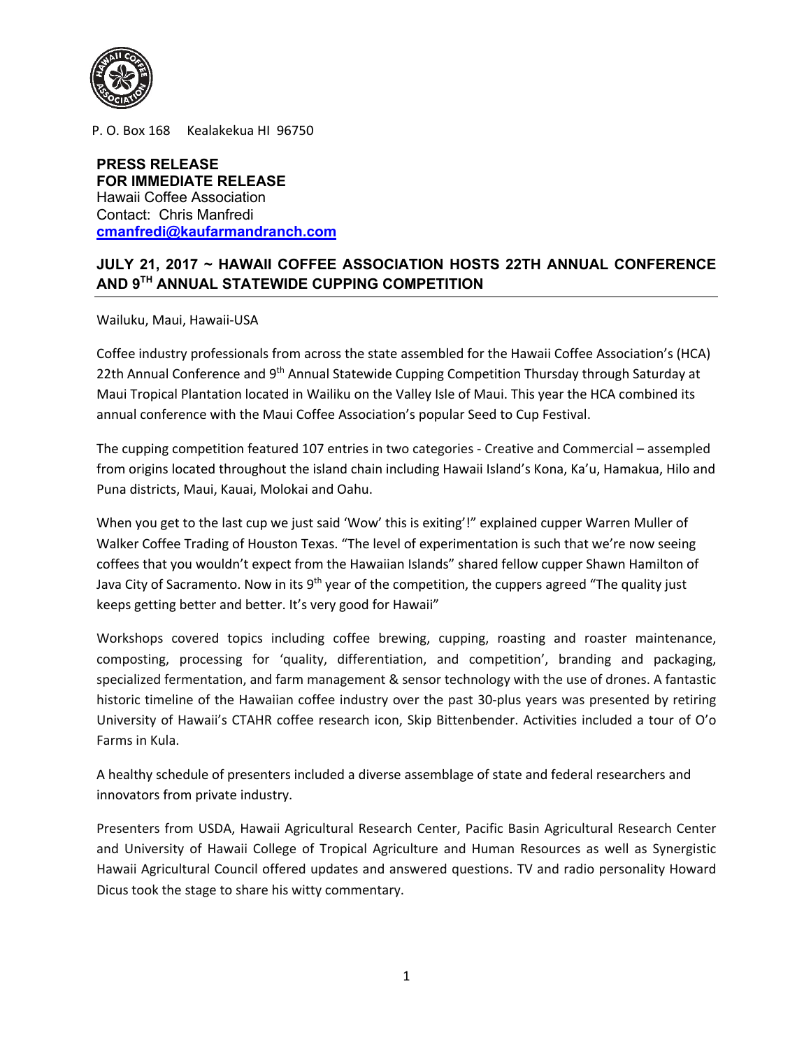P. O. Box 168 Kealakekua HI 96750

**PRESS RELEASE**
**FOR IMMEDIATE RELEASE**
Hawaii Coffee Association
Contact: Chris Manfredi
**cmanfredi@kaufarmandranch.com**

## JULY 21, 2017 ~ HAWAII COFFEE ASSOCIATION HOSTS 22TH ANNUAL CONFERENCE AND 9TH ANNUAL STATEWIDE CUPPING COMPETITION

Wailuku, Maui, Hawaii-USA

Coffee industry professionals from across the state assembled for the Hawaii Coffee Association's (HCA) 22th Annual Conference and 9th Annual Statewide Cupping Competition Thursday through Saturday at Maui Tropical Plantation located in Wailiku on the Valley Isle of Maui. This year the HCA combined its annual conference with the Maui Coffee Association's popular Seed to Cup Festival.

The cupping competition featured 107 entries in two categories - Creative and Commercial – assempled from origins located throughout the island chain including Hawaii Island's Kona, Ka'u, Hamakua, Hilo and Puna districts, Maui, Kauai, Molokai and Oahu.

When you get to the last cup we just said 'Wow' this is exiting'!" explained cupper Warren Muller of Walker Coffee Trading of Houston Texas. "The level of experimentation is such that we're now seeing coffees that you wouldn't expect from the Hawaiian Islands" shared fellow cupper Shawn Hamilton of Java City of Sacramento. Now in its 9th year of the competition, the cuppers agreed "The quality just keeps getting better and better. It's very good for Hawaii"

Workshops covered topics including coffee brewing, cupping, roasting and roaster maintenance, composting, processing for 'quality, differentiation, and competition', branding and packaging, specialized fermentation, and farm management & sensor technology with the use of drones. A fantastic historic timeline of the Hawaiian coffee industry over the past 30-plus years was presented by retiring University of Hawaii's CTAHR coffee research icon, Skip Bittenbender. Activities included a tour of O'o Farms in Kula.

A healthy schedule of presenters included a diverse assemblage of state and federal researchers and innovators from private industry.

Presenters from USDA, Hawaii Agricultural Research Center, Pacific Basin Agricultural Research Center and University of Hawaii College of Tropical Agriculture and Human Resources as well as Synergistic Hawaii Agricultural Council offered updates and answered questions. TV and radio personality Howard Dicus took the stage to share his witty commentary.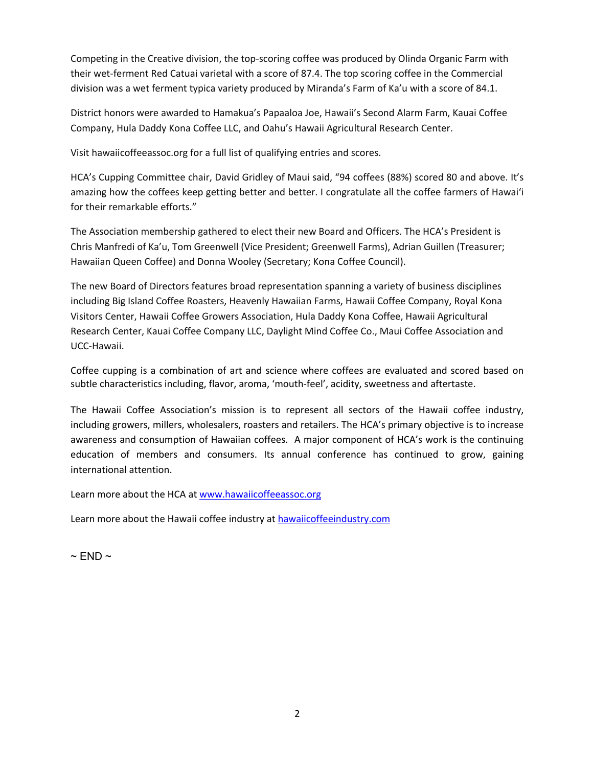Competing in the Creative division, the top-scoring coffee was produced by Olinda Organic Farm with their wet-ferment Red Catuai varietal with a score of 87.4. The top scoring coffee in the Commercial division was a wet ferment typica variety produced by Miranda's Farm of Ka'u with a score of 84.1.

District honors were awarded to Hamakua's Papaaloa Joe, Hawaii's Second Alarm Farm, Kauai Coffee Company, Hula Daddy Kona Coffee LLC, and Oahu's Hawaii Agricultural Research Center.

Visit hawaiicoffeeassoc.org for a full list of qualifying entries and scores.

HCA's Cupping Committee chair, David Gridley of Maui said, "94 coffees (88%) scored 80 and above. It's amazing how the coffees keep getting better and better. I congratulate all the coffee farmers of Hawai'i for their remarkable efforts."

The Association membership gathered to elect their new Board and Officers. The HCA's President is Chris Manfredi of Ka'u, Tom Greenwell (Vice President; Greenwell Farms), Adrian Guillen (Treasurer; Hawaiian Queen Coffee) and Donna Wooley (Secretary; Kona Coffee Council).

The new Board of Directors features broad representation spanning a variety of business disciplines including Big Island Coffee Roasters, Heavenly Hawaiian Farms, Hawaii Coffee Company, Royal Kona Visitors Center, Hawaii Coffee Growers Association, Hula Daddy Kona Coffee, Hawaii Agricultural Research Center, Kauai Coffee Company LLC, Daylight Mind Coffee Co., Maui Coffee Association and UCC-Hawaii.

Coffee cupping is a combination of art and science where coffees are evaluated and scored based on subtle characteristics including, flavor, aroma, 'mouth-feel', acidity, sweetness and aftertaste.

The Hawaii Coffee Association's mission is to represent all sectors of the Hawaii coffee industry, including growers, millers, wholesalers, roasters and retailers. The HCA's primary objective is to increase awareness and consumption of Hawaiian coffees. A major component of HCA's work is the continuing education of members and consumers. Its annual conference has continued to grow, gaining international attention.

Learn more about the HCA at [www.hawaiicoffeeassoc.org](www.hawaiicoffeeassoc.org)

Learn more about the Hawaii coffee industry at [hawaiicoffeeindustry.com](hawaiicoffeeindustry.com)

~ END ~